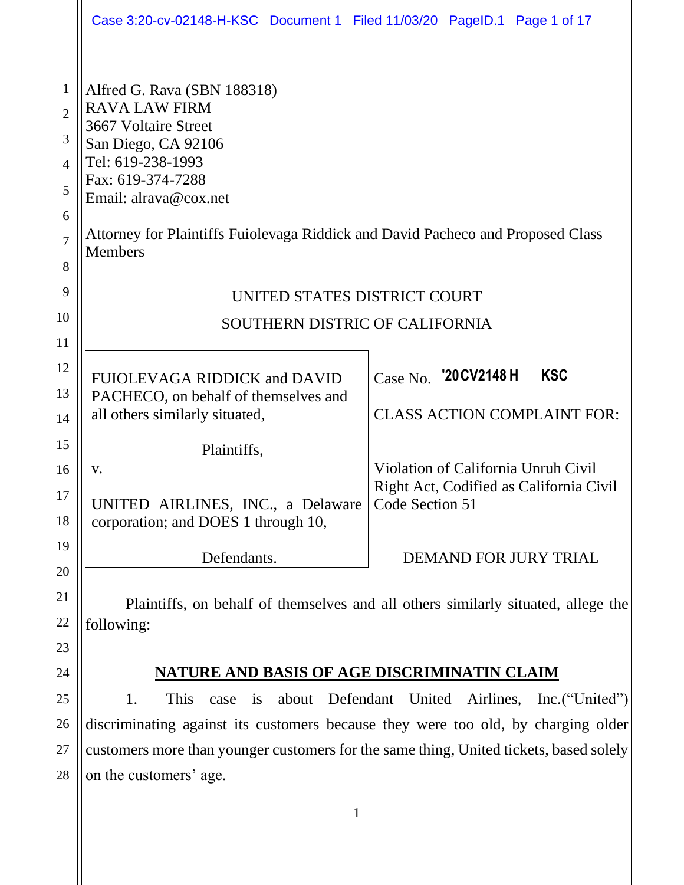Alfred G. Rava (SBN 188318)
RAVA LAW FIRM
3667 Voltaire Street
San Diego, CA 92106
Tel: 619-238-1993
Fax: 619-374-7288
Email: alrava@cox.net

Attorney for Plaintiffs Fuiolevaga Riddick and David Pacheco and Proposed Class Members

UNITED STATES DISTRICT COURT

SOUTHERN DISTRIC OF CALIFORNIA

| | |
|---|---|
| FUIOLEVAGA RIDDICK and DAVID PACHECO, on behalf of themselves and all others similarly situated,<br><br>Plaintiffs,<br><br>v.<br><br>UNITED AIRLINES, INC., a Delaware corporation; and DOES 1 through 10,<br><br>Defendants. | Case No. '20CV2148 H KSC<br><br>CLASS ACTION COMPLAINT FOR:<br><br>Violation of California Unruh Civil Right Act, Codified as California Civil Code Section 51<br><br>DEMAND FOR JURY TRIAL |

Plaintiffs, on behalf of themselves and all others similarly situated, allege the following:

## NATURE AND BASIS OF AGE DISCRIMINATIN CLAIM

1. This case is about Defendant United Airlines, Inc.("United") discriminating against its customers because they were too old, by charging older customers more than younger customers for the same thing, United tickets, based solely on the customers' age.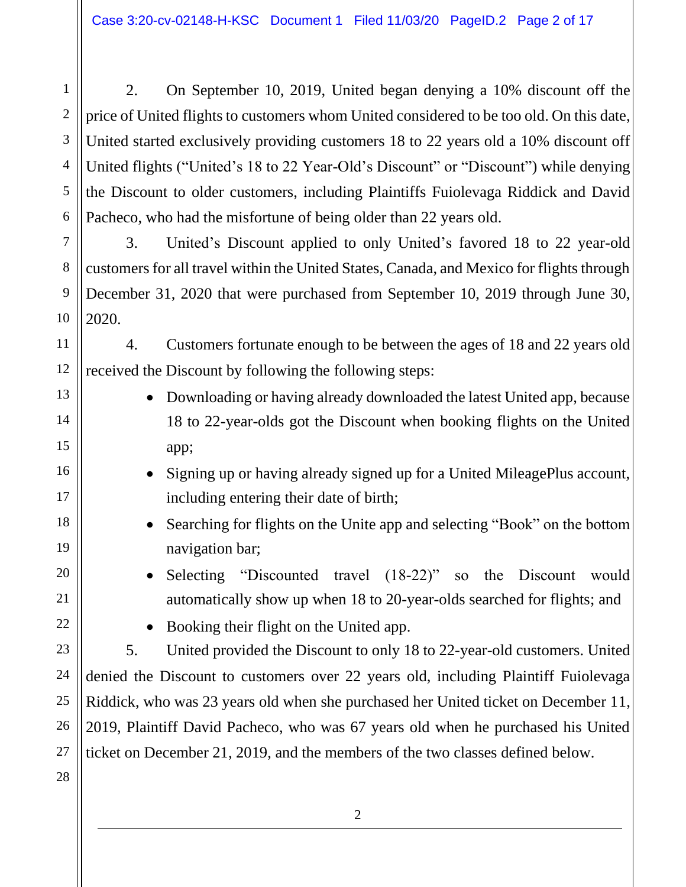2. On September 10, 2019, United began denying a 10% discount off the price of United flights to customers whom United considered to be too old. On this date, United started exclusively providing customers 18 to 22 years old a 10% discount off United flights ("United's 18 to 22 Year-Old's Discount" or "Discount") while denying the Discount to older customers, including Plaintiffs Fuiolevaga Riddick and David Pacheco, who had the misfortune of being older than 22 years old.

3. United's Discount applied to only United's favored 18 to 22 year-old customers for all travel within the United States, Canada, and Mexico for flights through December 31, 2020 that were purchased from September 10, 2019 through June 30, 2020.

4. Customers fortunate enough to be between the ages of 18 and 22 years old received the Discount by following the following steps:

- Downloading or having already downloaded the latest United app, because 18 to 22-year-olds got the Discount when booking flights on the United app;
- Signing up or having already signed up for a United MileagePlus account, including entering their date of birth;
- Searching for flights on the Unite app and selecting "Book" on the bottom navigation bar;
- Selecting "Discounted travel (18-22)" so the Discount would automatically show up when 18 to 20-year-olds searched for flights; and
- Booking their flight on the United app.

5. United provided the Discount to only 18 to 22-year-old customers. United denied the Discount to customers over 22 years old, including Plaintiff Fuiolevaga Riddick, who was 23 years old when she purchased her United ticket on December 11, 2019, Plaintiff David Pacheco, who was 67 years old when he purchased his United ticket on December 21, 2019, and the members of the two classes defined below.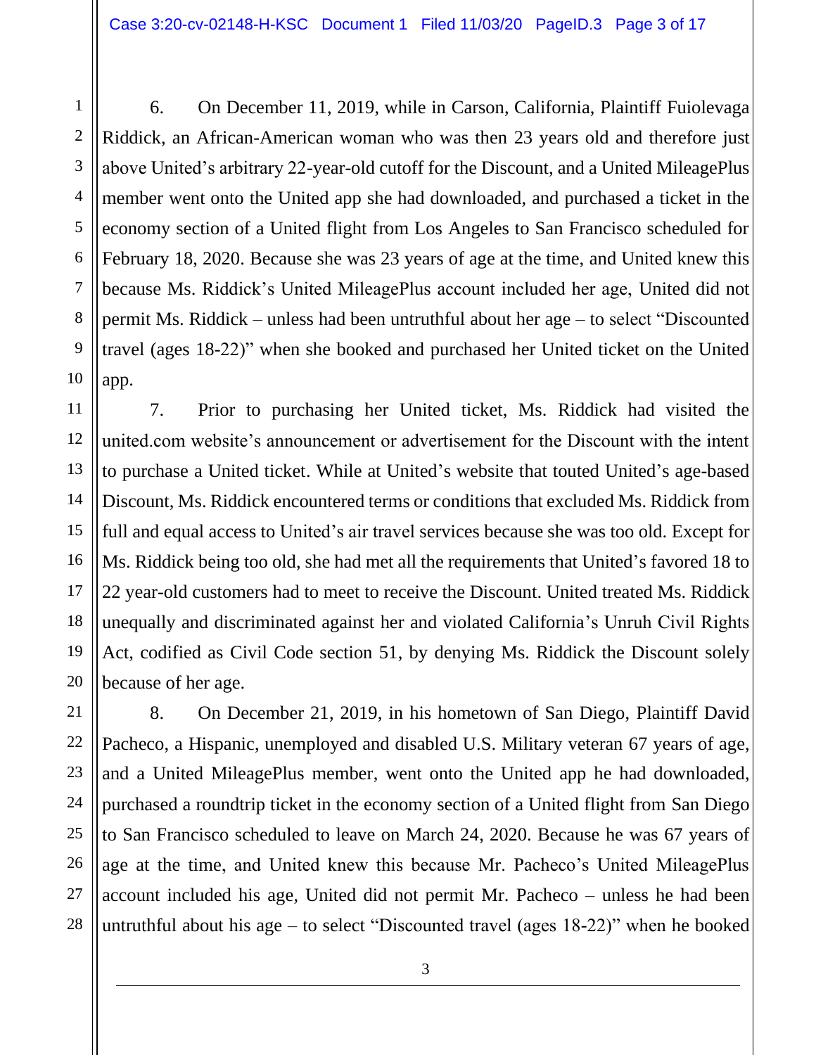6. On December 11, 2019, while in Carson, California, Plaintiff Fuiolevaga Riddick, an African-American woman who was then 23 years old and therefore just above United's arbitrary 22-year-old cutoff for the Discount, and a United MileagePlus member went onto the United app she had downloaded, and purchased a ticket in the economy section of a United flight from Los Angeles to San Francisco scheduled for February 18, 2020. Because she was 23 years of age at the time, and United knew this because Ms. Riddick's United MileagePlus account included her age, United did not permit Ms. Riddick – unless had been untruthful about her age – to select "Discounted travel (ages 18-22)" when she booked and purchased her United ticket on the United app.

7. Prior to purchasing her United ticket, Ms. Riddick had visited the united.com website's announcement or advertisement for the Discount with the intent to purchase a United ticket. While at United's website that touted United's age-based Discount, Ms. Riddick encountered terms or conditions that excluded Ms. Riddick from full and equal access to United's air travel services because she was too old. Except for Ms. Riddick being too old, she had met all the requirements that United's favored 18 to 22 year-old customers had to meet to receive the Discount. United treated Ms. Riddick unequally and discriminated against her and violated California's Unruh Civil Rights Act, codified as Civil Code section 51, by denying Ms. Riddick the Discount solely because of her age.

8. On December 21, 2019, in his hometown of San Diego, Plaintiff David Pacheco, a Hispanic, unemployed and disabled U.S. Military veteran 67 years of age, and a United MileagePlus member, went onto the United app he had downloaded, purchased a roundtrip ticket in the economy section of a United flight from San Diego to San Francisco scheduled to leave on March 24, 2020. Because he was 67 years of age at the time, and United knew this because Mr. Pacheco's United MileagePlus account included his age, United did not permit Mr. Pacheco – unless he had been untruthful about his age – to select "Discounted travel (ages 18-22)" when he booked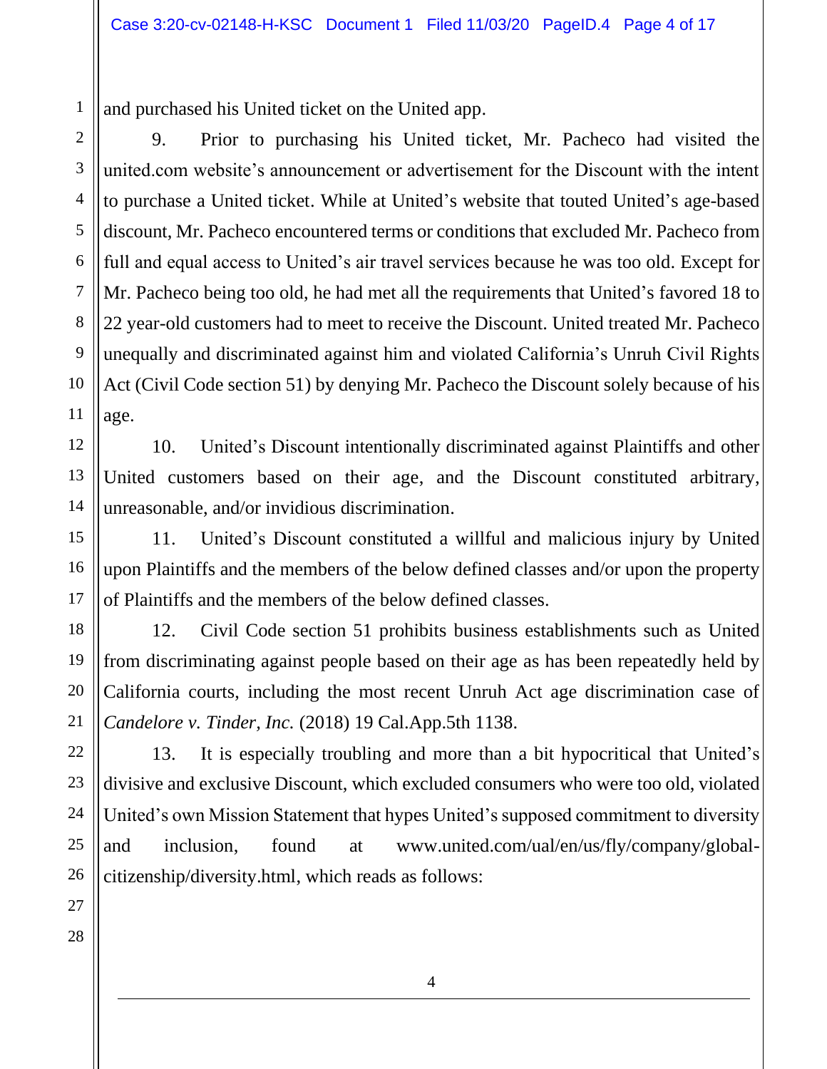and purchased his United ticket on the United app.

9. Prior to purchasing his United ticket, Mr. Pacheco had visited the united.com website's announcement or advertisement for the Discount with the intent to purchase a United ticket. While at United's website that touted United's age-based discount, Mr. Pacheco encountered terms or conditions that excluded Mr. Pacheco from full and equal access to United's air travel services because he was too old. Except for Mr. Pacheco being too old, he had met all the requirements that United's favored 18 to 22 year-old customers had to meet to receive the Discount. United treated Mr. Pacheco unequally and discriminated against him and violated California's Unruh Civil Rights Act (Civil Code section 51) by denying Mr. Pacheco the Discount solely because of his age.

10. United's Discount intentionally discriminated against Plaintiffs and other United customers based on their age, and the Discount constituted arbitrary, unreasonable, and/or invidious discrimination.

11. United's Discount constituted a willful and malicious injury by United upon Plaintiffs and the members of the below defined classes and/or upon the property of Plaintiffs and the members of the below defined classes.

12. Civil Code section 51 prohibits business establishments such as United from discriminating against people based on their age as has been repeatedly held by California courts, including the most recent Unruh Act age discrimination case of *Candelore v. Tinder, Inc.* (2018) 19 Cal.App.5th 1138.

13. It is especially troubling and more than a bit hypocritical that United's divisive and exclusive Discount, which excluded consumers who were too old, violated United's own Mission Statement that hypes United's supposed commitment to diversity and inclusion, found at www.united.com/ual/en/us/fly/company/global-citizenship/diversity.html, which reads as follows: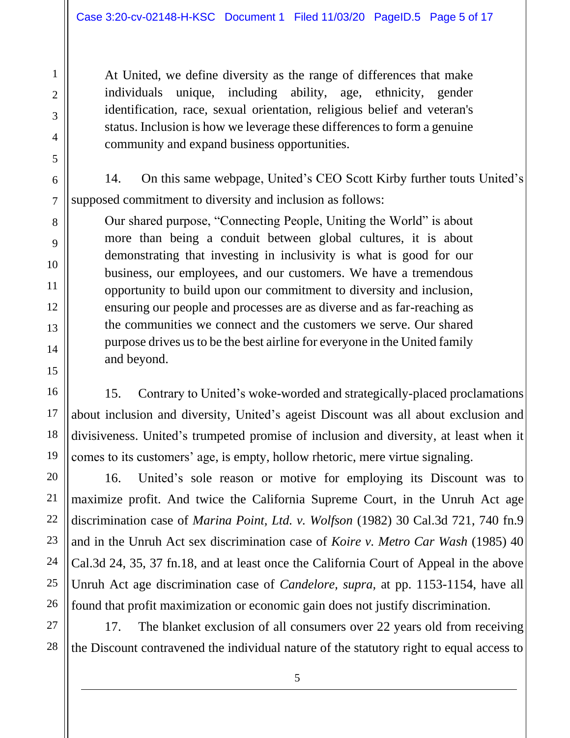> At United, we define diversity as the range of differences that make individuals unique, including ability, age, ethnicity, gender identification, race, sexual orientation, religious belief and veteran's status. Inclusion is how we leverage these differences to form a genuine community and expand business opportunities.

14. On this same webpage, United's CEO Scott Kirby further touts United's supposed commitment to diversity and inclusion as follows:

> Our shared purpose, "Connecting People, Uniting the World" is about more than being a conduit between global cultures, it is about demonstrating that investing in inclusivity is what is good for our business, our employees, and our customers. We have a tremendous opportunity to build upon our commitment to diversity and inclusion, ensuring our people and processes are as diverse and as far-reaching as the communities we connect and the customers we serve. Our shared purpose drives us to be the best airline for everyone in the United family and beyond.

15. Contrary to United's woke-worded and strategically-placed proclamations about inclusion and diversity, United's ageist Discount was all about exclusion and divisiveness. United's trumpeted promise of inclusion and diversity, at least when it comes to its customers' age, is empty, hollow rhetoric, mere virtue signaling.

16. United's sole reason or motive for employing its Discount was to maximize profit. And twice the California Supreme Court, in the Unruh Act age discrimination case of *Marina Point, Ltd. v. Wolfson* (1982) 30 Cal.3d 721, 740 fn.9 and in the Unruh Act sex discrimination case of *Koire v. Metro Car Wash* (1985) 40 Cal.3d 24, 35, 37 fn.18, and at least once the California Court of Appeal in the above Unruh Act age discrimination case of *Candelore, supra,* at pp. 1153-1154, have all found that profit maximization or economic gain does not justify discrimination.

17. The blanket exclusion of all consumers over 22 years old from receiving the Discount contravened the individual nature of the statutory right to equal access to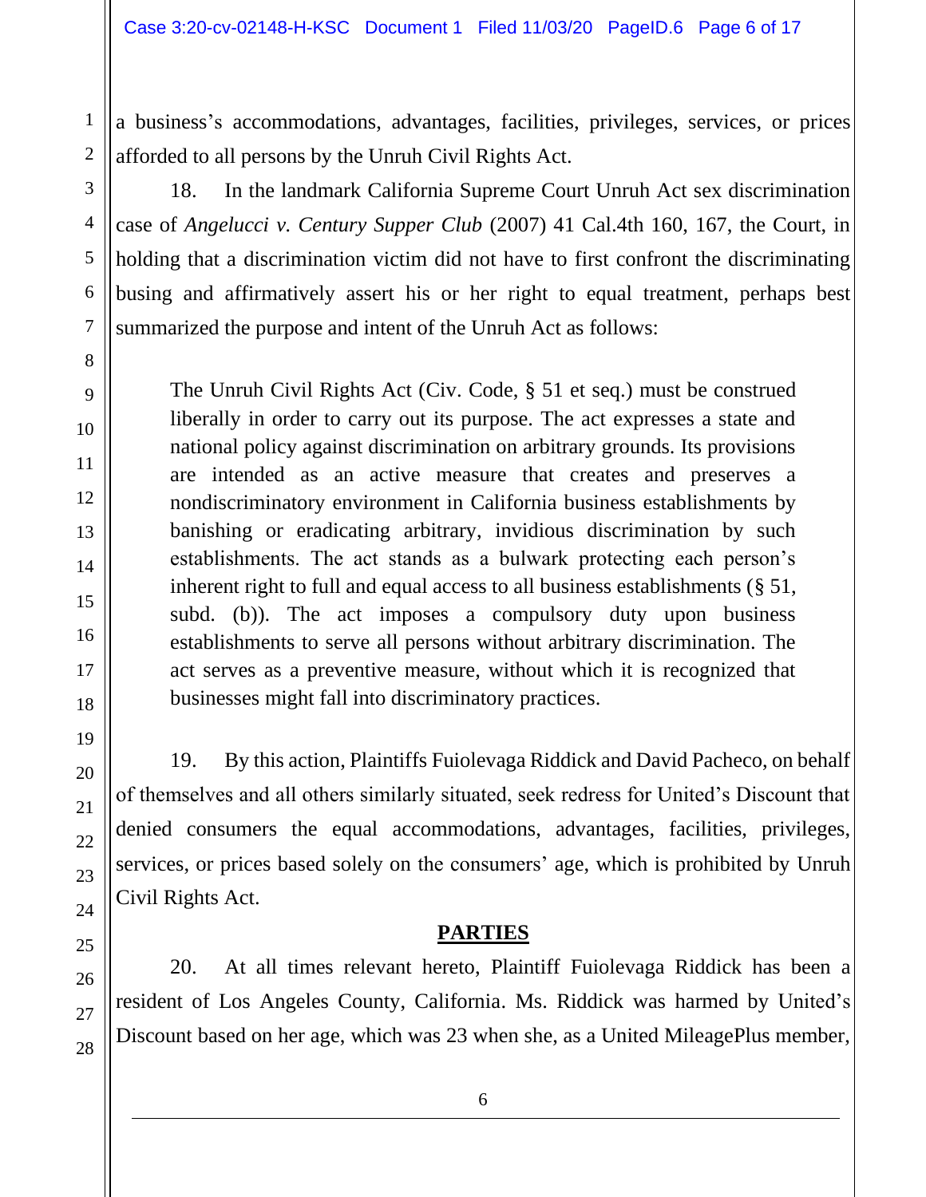a business's accommodations, advantages, facilities, privileges, services, or prices afforded to all persons by the Unruh Civil Rights Act.

18. In the landmark California Supreme Court Unruh Act sex discrimination case of *Angelucci v. Century Supper Club* (2007) 41 Cal.4th 160, 167, the Court, in holding that a discrimination victim did not have to first confront the discriminating busing and affirmatively assert his or her right to equal treatment, perhaps best summarized the purpose and intent of the Unruh Act as follows:

> The Unruh Civil Rights Act (Civ. Code, § 51 et seq.) must be construed liberally in order to carry out its purpose. The act expresses a state and national policy against discrimination on arbitrary grounds. Its provisions are intended as an active measure that creates and preserves a nondiscriminatory environment in California business establishments by banishing or eradicating arbitrary, invidious discrimination by such establishments. The act stands as a bulwark protecting each person's inherent right to full and equal access to all business establishments (§ 51, subd. (b)). The act imposes a compulsory duty upon business establishments to serve all persons without arbitrary discrimination. The act serves as a preventive measure, without which it is recognized that businesses might fall into discriminatory practices.

19. By this action, Plaintiffs Fuiolevaga Riddick and David Pacheco, on behalf of themselves and all others similarly situated, seek redress for United's Discount that denied consumers the equal accommodations, advantages, facilities, privileges, services, or prices based solely on the consumers' age, which is prohibited by Unruh Civil Rights Act.

## PARTIES

20. At all times relevant hereto, Plaintiff Fuiolevaga Riddick has been a resident of Los Angeles County, California. Ms. Riddick was harmed by United's Discount based on her age, which was 23 when she, as a United MileagePlus member,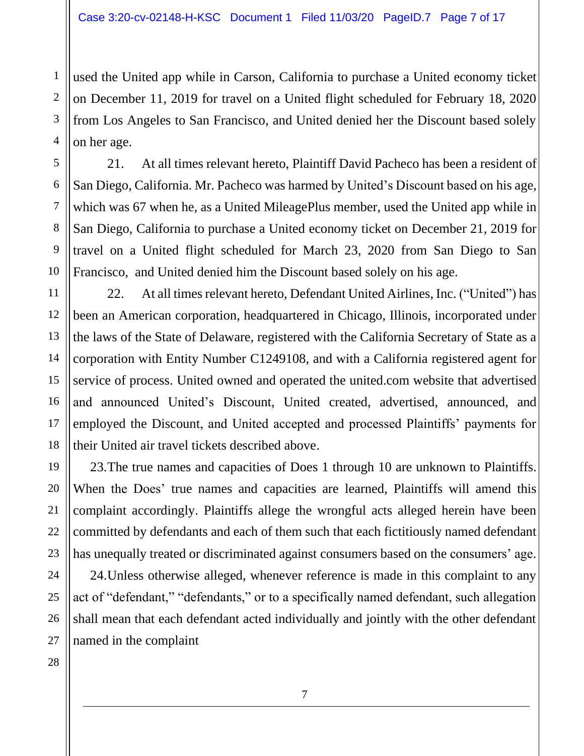used the United app while in Carson, California to purchase a United economy ticket on December 11, 2019 for travel on a United flight scheduled for February 18, 2020 from Los Angeles to San Francisco, and United denied her the Discount based solely on her age.

21. At all times relevant hereto, Plaintiff David Pacheco has been a resident of San Diego, California. Mr. Pacheco was harmed by United's Discount based on his age, which was 67 when he, as a United MileagePlus member, used the United app while in San Diego, California to purchase a United economy ticket on December 21, 2019 for travel on a United flight scheduled for March 23, 2020 from San Diego to San Francisco, and United denied him the Discount based solely on his age.

22. At all times relevant hereto, Defendant United Airlines, Inc. ("United") has been an American corporation, headquartered in Chicago, Illinois, incorporated under the laws of the State of Delaware, registered with the California Secretary of State as a corporation with Entity Number C1249108, and with a California registered agent for service of process. United owned and operated the united.com website that advertised and announced United's Discount, United created, advertised, announced, and employed the Discount, and United accepted and processed Plaintiffs' payments for their United air travel tickets described above.

23.The true names and capacities of Does 1 through 10 are unknown to Plaintiffs. When the Does' true names and capacities are learned, Plaintiffs will amend this complaint accordingly. Plaintiffs allege the wrongful acts alleged herein have been committed by defendants and each of them such that each fictitiously named defendant has unequally treated or discriminated against consumers based on the consumers' age.

24.Unless otherwise alleged, whenever reference is made in this complaint to any act of "defendant," "defendants," or to a specifically named defendant, such allegation shall mean that each defendant acted individually and jointly with the other defendant named in the complaint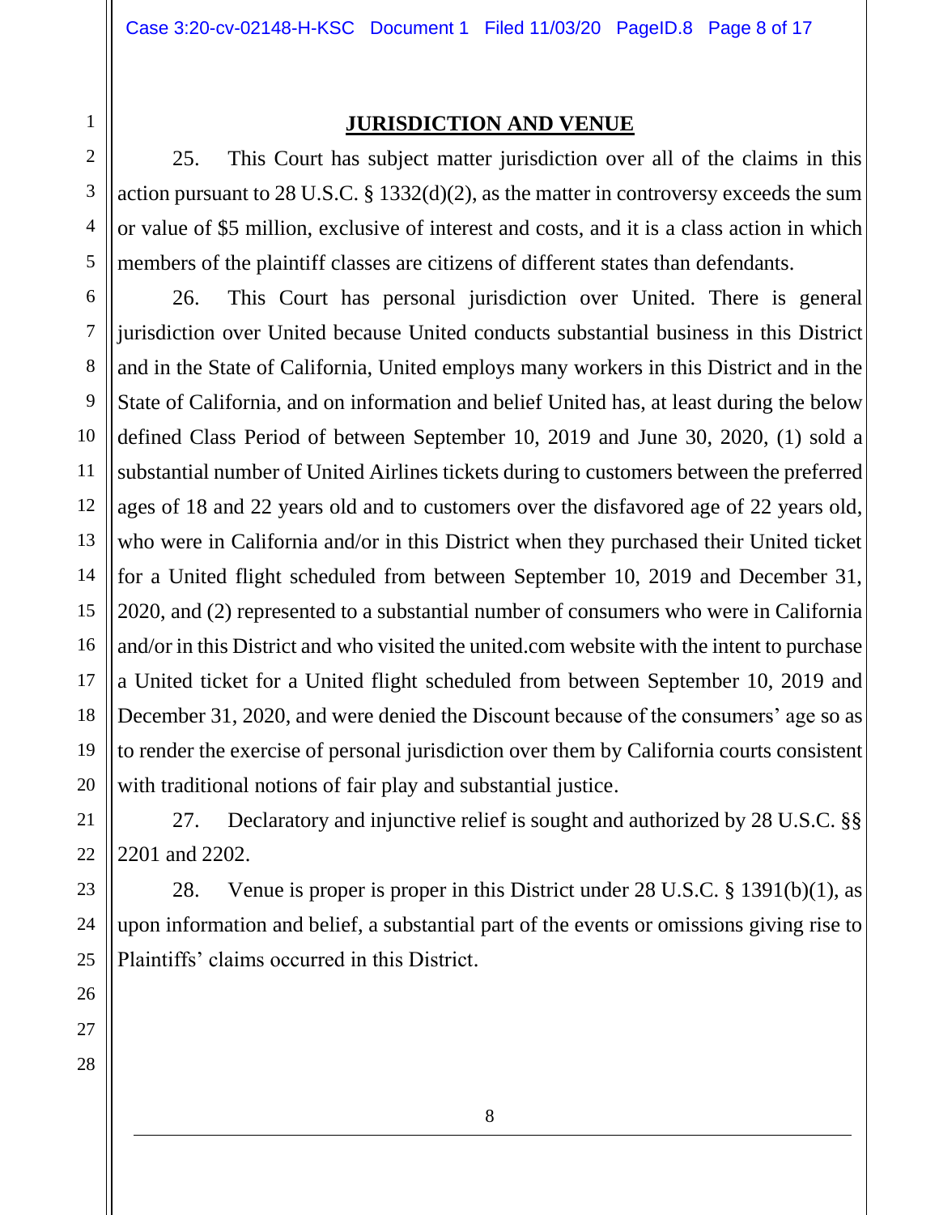## JURISDICTION AND VENUE

25. This Court has subject matter jurisdiction over all of the claims in this action pursuant to 28 U.S.C. § 1332(d)(2), as the matter in controversy exceeds the sum or value of $5 million, exclusive of interest and costs, and it is a class action in which members of the plaintiff classes are citizens of different states than defendants.

26. This Court has personal jurisdiction over United. There is general jurisdiction over United because United conducts substantial business in this District and in the State of California, United employs many workers in this District and in the State of California, and on information and belief United has, at least during the below defined Class Period of between September 10, 2019 and June 30, 2020, (1) sold a substantial number of United Airlines tickets during to customers between the preferred ages of 18 and 22 years old and to customers over the disfavored age of 22 years old, who were in California and/or in this District when they purchased their United ticket for a United flight scheduled from between September 10, 2019 and December 31, 2020, and (2) represented to a substantial number of consumers who were in California and/or in this District and who visited the united.com website with the intent to purchase a United ticket for a United flight scheduled from between September 10, 2019 and December 31, 2020, and were denied the Discount because of the consumers' age so as to render the exercise of personal jurisdiction over them by California courts consistent with traditional notions of fair play and substantial justice.

27. Declaratory and injunctive relief is sought and authorized by 28 U.S.C. §§ 2201 and 2202.

28. Venue is proper is proper in this District under 28 U.S.C. § 1391(b)(1), as upon information and belief, a substantial part of the events or omissions giving rise to Plaintiffs' claims occurred in this District.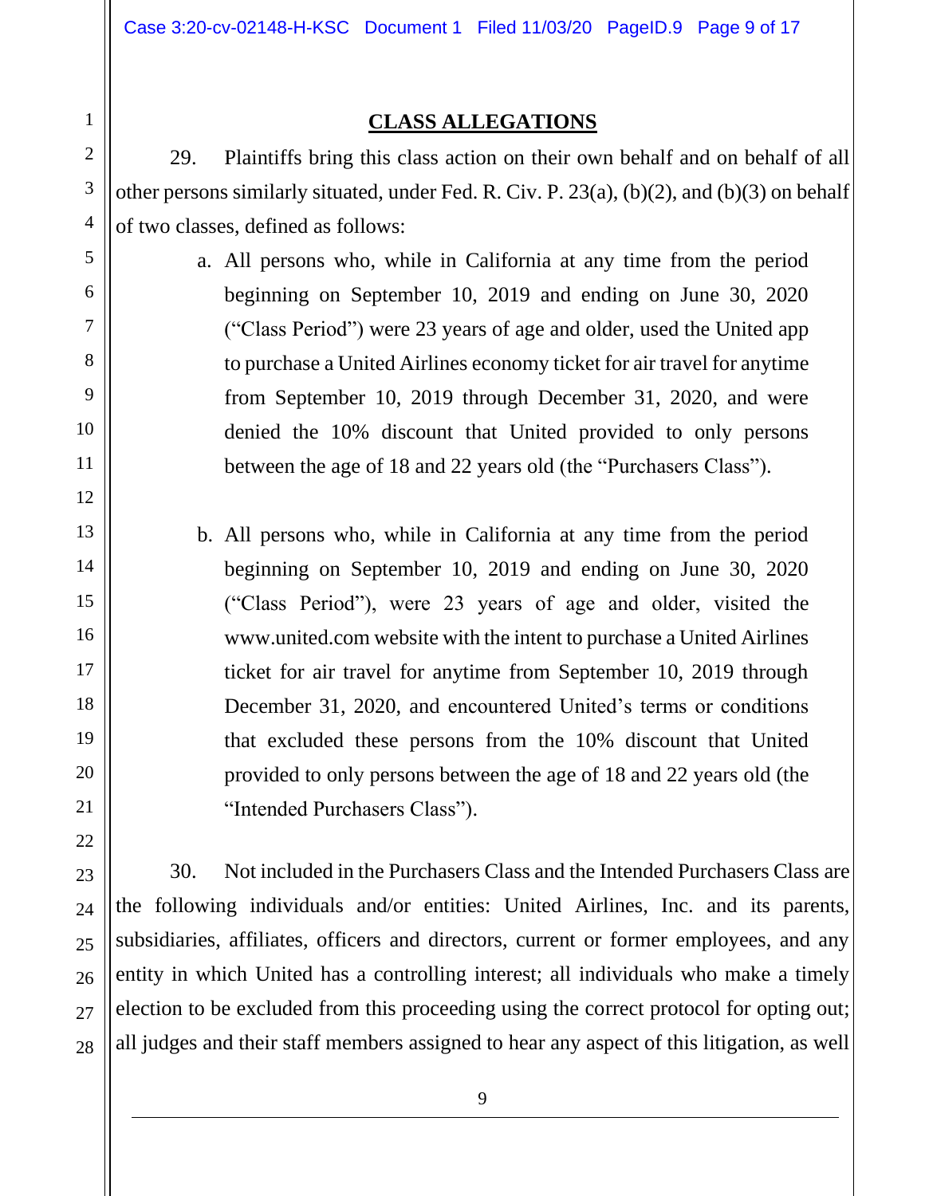## CLASS ALLEGATIONS

29. Plaintiffs bring this class action on their own behalf and on behalf of all other persons similarly situated, under Fed. R. Civ. P. 23(a), (b)(2), and (b)(3) on behalf of two classes, defined as follows:

a. All persons who, while in California at any time from the period beginning on September 10, 2019 and ending on June 30, 2020 ("Class Period") were 23 years of age and older, used the United app to purchase a United Airlines economy ticket for air travel for anytime from September 10, 2019 through December 31, 2020, and were denied the 10% discount that United provided to only persons between the age of 18 and 22 years old (the "Purchasers Class").

b. All persons who, while in California at any time from the period beginning on September 10, 2019 and ending on June 30, 2020 ("Class Period"), were 23 years of age and older, visited the www.united.com website with the intent to purchase a United Airlines ticket for air travel for anytime from September 10, 2019 through December 31, 2020, and encountered United's terms or conditions that excluded these persons from the 10% discount that United provided to only persons between the age of 18 and 22 years old (the "Intended Purchasers Class").

30. Not included in the Purchasers Class and the Intended Purchasers Class are the following individuals and/or entities: United Airlines, Inc. and its parents, subsidiaries, affiliates, officers and directors, current or former employees, and any entity in which United has a controlling interest; all individuals who make a timely election to be excluded from this proceeding using the correct protocol for opting out; all judges and their staff members assigned to hear any aspect of this litigation, as well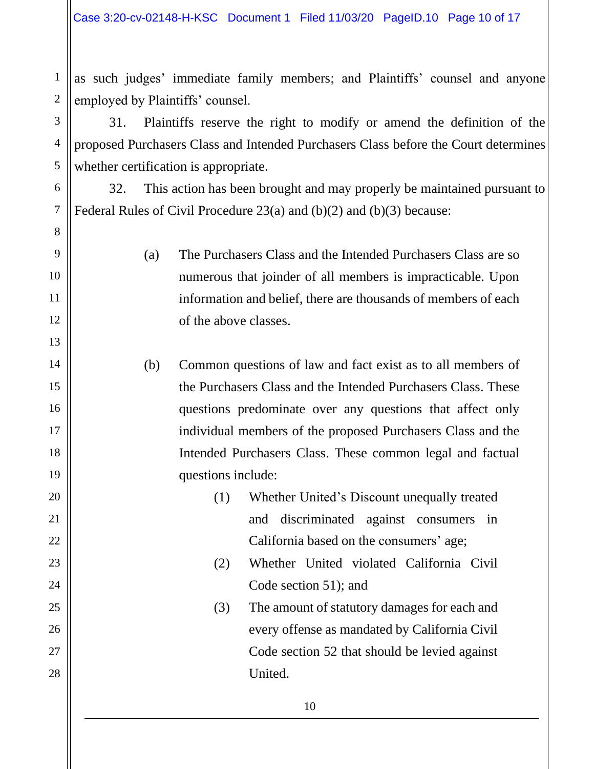as such judges' immediate family members; and Plaintiffs' counsel and anyone employed by Plaintiffs' counsel.

31. Plaintiffs reserve the right to modify or amend the definition of the proposed Purchasers Class and Intended Purchasers Class before the Court determines whether certification is appropriate.

32. This action has been brought and may properly be maintained pursuant to Federal Rules of Civil Procedure 23(a) and (b)(2) and (b)(3) because:

(a) The Purchasers Class and the Intended Purchasers Class are so numerous that joinder of all members is impracticable. Upon information and belief, there are thousands of members of each of the above classes.

(b) Common questions of law and fact exist as to all members of the Purchasers Class and the Intended Purchasers Class. These questions predominate over any questions that affect only individual members of the proposed Purchasers Class and the Intended Purchasers Class. These common legal and factual questions include:

(1) Whether United's Discount unequally treated and discriminated against consumers in California based on the consumers' age;

(2) Whether United violated California Civil Code section 51); and

(3) The amount of statutory damages for each and every offense as mandated by California Civil Code section 52 that should be levied against United.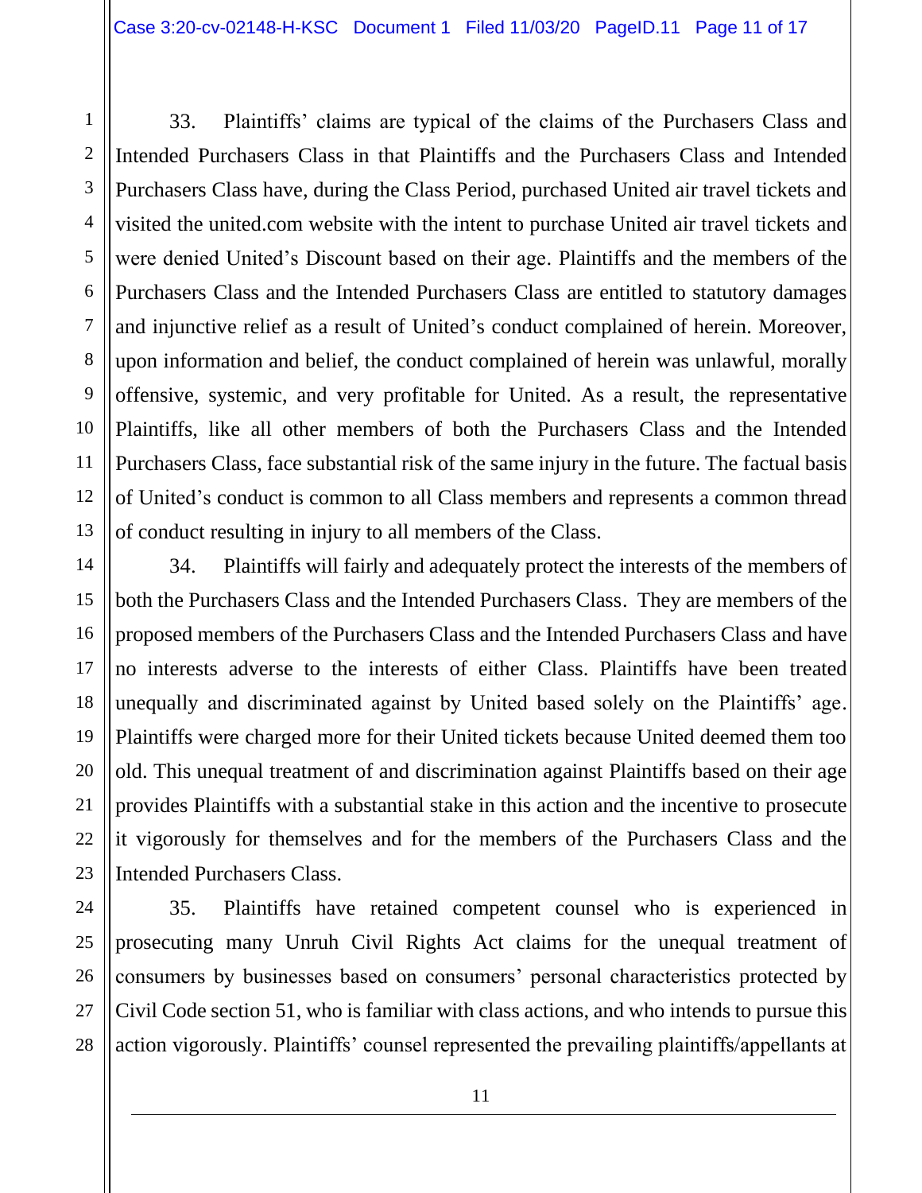33. Plaintiffs' claims are typical of the claims of the Purchasers Class and Intended Purchasers Class in that Plaintiffs and the Purchasers Class and Intended Purchasers Class have, during the Class Period, purchased United air travel tickets and visited the united.com website with the intent to purchase United air travel tickets and were denied United's Discount based on their age. Plaintiffs and the members of the Purchasers Class and the Intended Purchasers Class are entitled to statutory damages and injunctive relief as a result of United's conduct complained of herein. Moreover, upon information and belief, the conduct complained of herein was unlawful, morally offensive, systemic, and very profitable for United. As a result, the representative Plaintiffs, like all other members of both the Purchasers Class and the Intended Purchasers Class, face substantial risk of the same injury in the future. The factual basis of United's conduct is common to all Class members and represents a common thread of conduct resulting in injury to all members of the Class.

34. Plaintiffs will fairly and adequately protect the interests of the members of both the Purchasers Class and the Intended Purchasers Class. They are members of the proposed members of the Purchasers Class and the Intended Purchasers Class and have no interests adverse to the interests of either Class. Plaintiffs have been treated unequally and discriminated against by United based solely on the Plaintiffs' age. Plaintiffs were charged more for their United tickets because United deemed them too old. This unequal treatment of and discrimination against Plaintiffs based on their age provides Plaintiffs with a substantial stake in this action and the incentive to prosecute it vigorously for themselves and for the members of the Purchasers Class and the Intended Purchasers Class.

35. Plaintiffs have retained competent counsel who is experienced in prosecuting many Unruh Civil Rights Act claims for the unequal treatment of consumers by businesses based on consumers' personal characteristics protected by Civil Code section 51, who is familiar with class actions, and who intends to pursue this action vigorously. Plaintiffs' counsel represented the prevailing plaintiffs/appellants at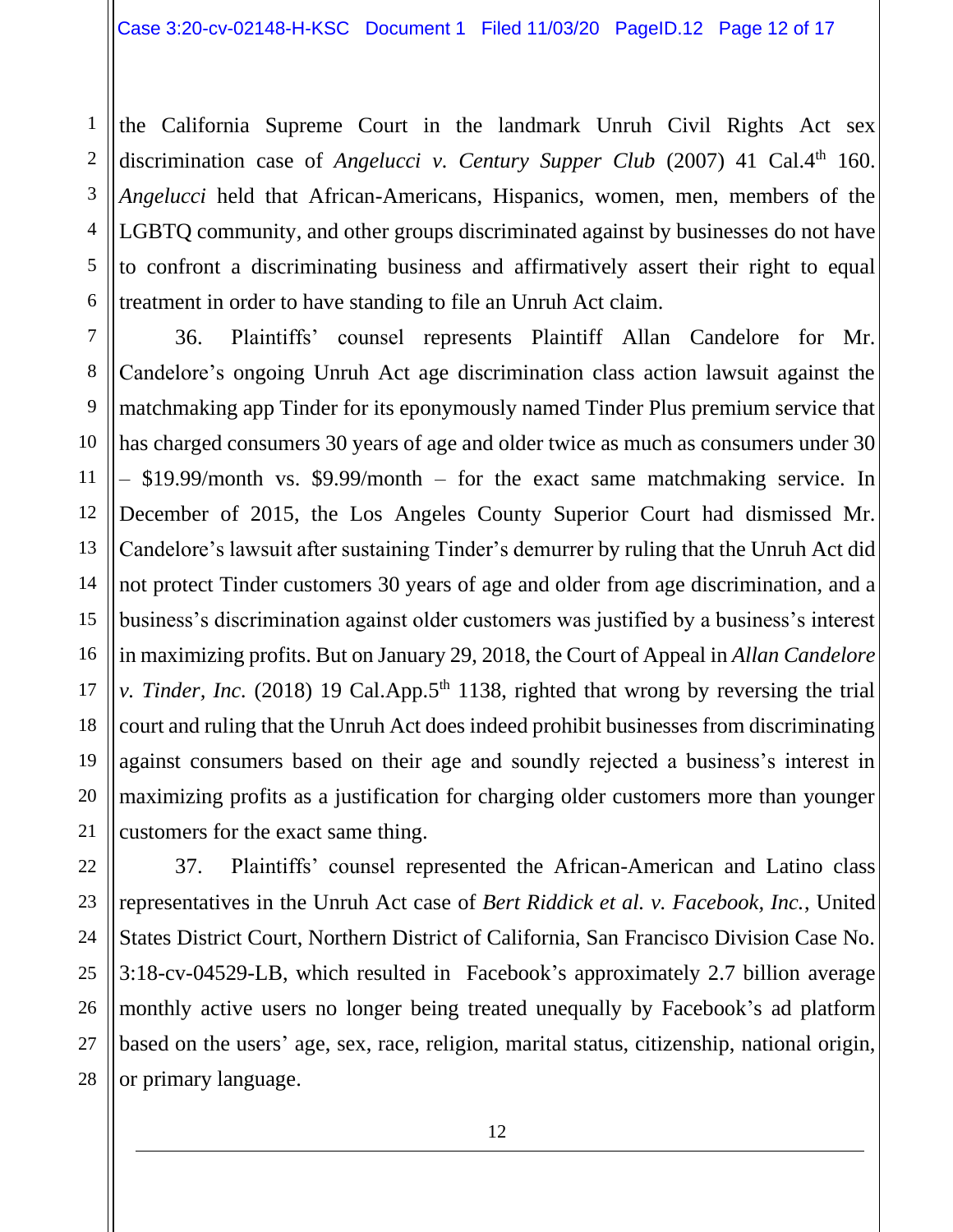the California Supreme Court in the landmark Unruh Civil Rights Act sex discrimination case of *Angelucci v. Century Supper Club* (2007) 41 Cal.4th 160. *Angelucci* held that African-Americans, Hispanics, women, men, members of the LGBTQ community, and other groups discriminated against by businesses do not have to confront a discriminating business and affirmatively assert their right to equal treatment in order to have standing to file an Unruh Act claim.

36. Plaintiffs' counsel represents Plaintiff Allan Candelore for Mr. Candelore's ongoing Unruh Act age discrimination class action lawsuit against the matchmaking app Tinder for its eponymously named Tinder Plus premium service that has charged consumers 30 years of age and older twice as much as consumers under 30 – $19.99/month vs. $9.99/month – for the exact same matchmaking service. In December of 2015, the Los Angeles County Superior Court had dismissed Mr. Candelore's lawsuit after sustaining Tinder's demurrer by ruling that the Unruh Act did not protect Tinder customers 30 years of age and older from age discrimination, and a business's discrimination against older customers was justified by a business's interest in maximizing profits. But on January 29, 2018, the Court of Appeal in *Allan Candelore v. Tinder, Inc.* (2018) 19 Cal.App.5th 1138, righted that wrong by reversing the trial court and ruling that the Unruh Act does indeed prohibit businesses from discriminating against consumers based on their age and soundly rejected a business's interest in maximizing profits as a justification for charging older customers more than younger customers for the exact same thing.

37. Plaintiffs' counsel represented the African-American and Latino class representatives in the Unruh Act case of *Bert Riddick et al. v. Facebook, Inc.*, United States District Court, Northern District of California, San Francisco Division Case No. 3:18-cv-04529-LB, which resulted in Facebook's approximately 2.7 billion average monthly active users no longer being treated unequally by Facebook's ad platform based on the users' age, sex, race, religion, marital status, citizenship, national origin, or primary language.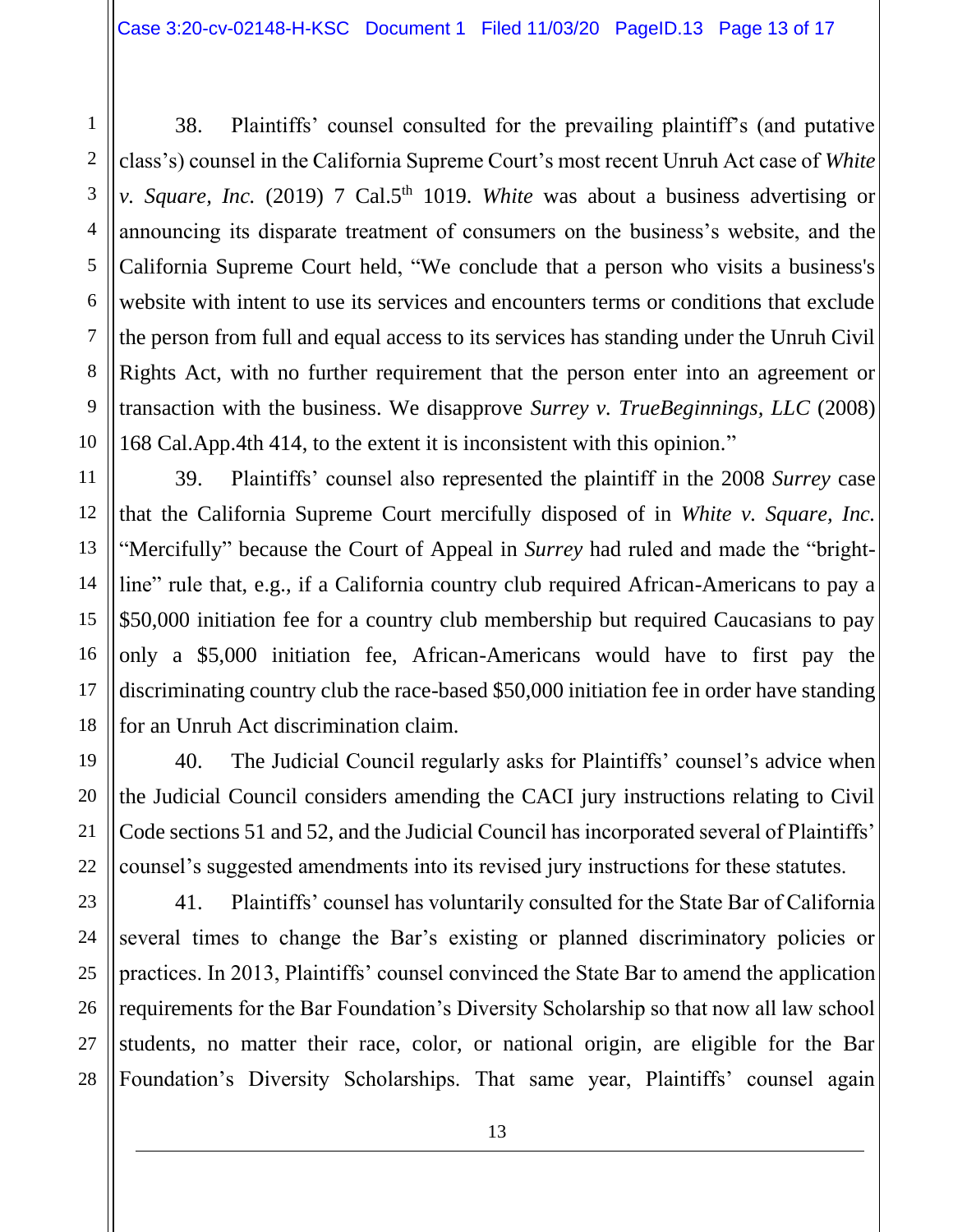38. Plaintiffs' counsel consulted for the prevailing plaintiff's (and putative class's) counsel in the California Supreme Court's most recent Unruh Act case of *White v. Square, Inc.* (2019) 7 Cal.5th 1019. *White* was about a business advertising or announcing its disparate treatment of consumers on the business's website, and the California Supreme Court held, "We conclude that a person who visits a business's website with intent to use its services and encounters terms or conditions that exclude the person from full and equal access to its services has standing under the Unruh Civil Rights Act, with no further requirement that the person enter into an agreement or transaction with the business. We disapprove *Surrey v. TrueBeginnings, LLC* (2008) 168 Cal.App.4th 414, to the extent it is inconsistent with this opinion."

39. Plaintiffs' counsel also represented the plaintiff in the 2008 *Surrey* case that the California Supreme Court mercifully disposed of in *White v. Square, Inc.* "Mercifully" because the Court of Appeal in *Surrey* had ruled and made the "bright-line" rule that, e.g., if a California country club required African-Americans to pay a $50,000 initiation fee for a country club membership but required Caucasians to pay only a $5,000 initiation fee, African-Americans would have to first pay the discriminating country club the race-based $50,000 initiation fee in order have standing for an Unruh Act discrimination claim.

40. The Judicial Council regularly asks for Plaintiffs' counsel's advice when the Judicial Council considers amending the CACI jury instructions relating to Civil Code sections 51 and 52, and the Judicial Council has incorporated several of Plaintiffs' counsel's suggested amendments into its revised jury instructions for these statutes.

41. Plaintiffs' counsel has voluntarily consulted for the State Bar of California several times to change the Bar's existing or planned discriminatory policies or practices. In 2013, Plaintiffs' counsel convinced the State Bar to amend the application requirements for the Bar Foundation's Diversity Scholarship so that now all law school students, no matter their race, color, or national origin, are eligible for the Bar Foundation's Diversity Scholarships. That same year, Plaintiffs' counsel again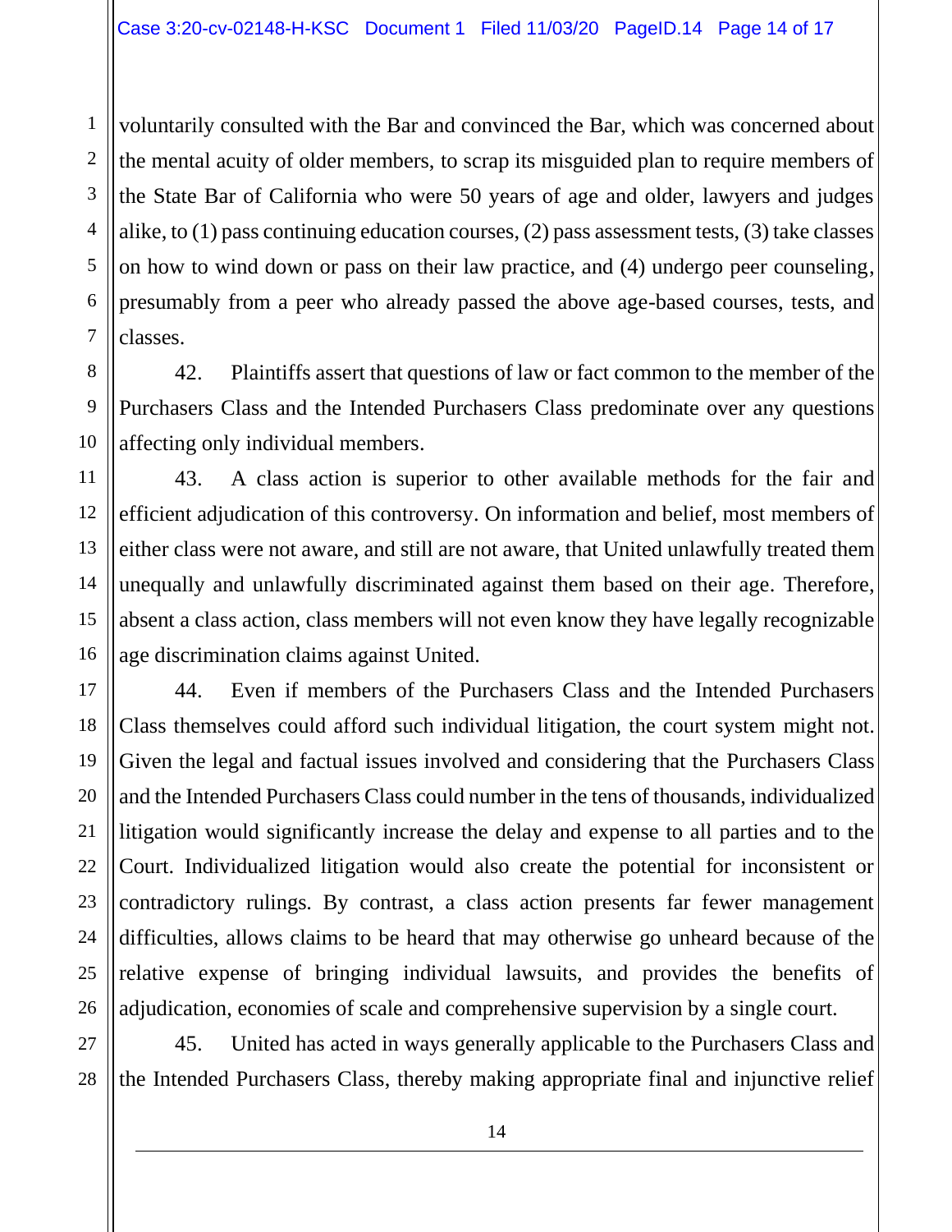voluntarily consulted with the Bar and convinced the Bar, which was concerned about the mental acuity of older members, to scrap its misguided plan to require members of the State Bar of California who were 50 years of age and older, lawyers and judges alike, to (1) pass continuing education courses, (2) pass assessment tests, (3) take classes on how to wind down or pass on their law practice, and (4) undergo peer counseling, presumably from a peer who already passed the above age-based courses, tests, and classes.

42. Plaintiffs assert that questions of law or fact common to the member of the Purchasers Class and the Intended Purchasers Class predominate over any questions affecting only individual members.

43. A class action is superior to other available methods for the fair and efficient adjudication of this controversy. On information and belief, most members of either class were not aware, and still are not aware, that United unlawfully treated them unequally and unlawfully discriminated against them based on their age. Therefore, absent a class action, class members will not even know they have legally recognizable age discrimination claims against United.

44. Even if members of the Purchasers Class and the Intended Purchasers Class themselves could afford such individual litigation, the court system might not. Given the legal and factual issues involved and considering that the Purchasers Class and the Intended Purchasers Class could number in the tens of thousands, individualized litigation would significantly increase the delay and expense to all parties and to the Court. Individualized litigation would also create the potential for inconsistent or contradictory rulings. By contrast, a class action presents far fewer management difficulties, allows claims to be heard that may otherwise go unheard because of the relative expense of bringing individual lawsuits, and provides the benefits of adjudication, economies of scale and comprehensive supervision by a single court.

45. United has acted in ways generally applicable to the Purchasers Class and the Intended Purchasers Class, thereby making appropriate final and injunctive relief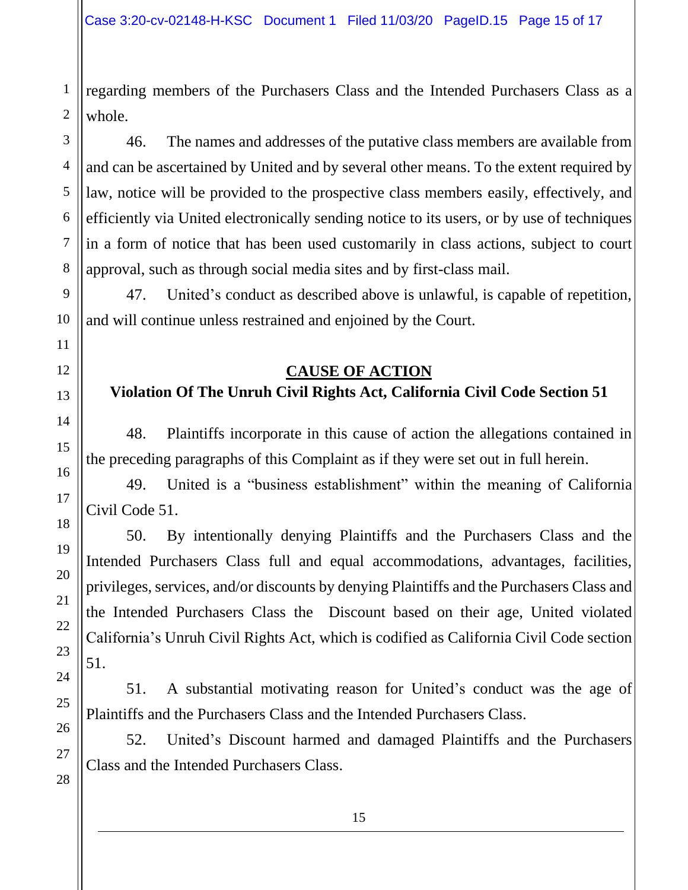regarding members of the Purchasers Class and the Intended Purchasers Class as a whole.

46. The names and addresses of the putative class members are available from and can be ascertained by United and by several other means. To the extent required by law, notice will be provided to the prospective class members easily, effectively, and efficiently via United electronically sending notice to its users, or by use of techniques in a form of notice that has been used customarily in class actions, subject to court approval, such as through social media sites and by first-class mail.

47. United's conduct as described above is unlawful, is capable of repetition, and will continue unless restrained and enjoined by the Court.

## CAUSE OF ACTION

### Violation Of The Unruh Civil Rights Act, California Civil Code Section 51

48. Plaintiffs incorporate in this cause of action the allegations contained in the preceding paragraphs of this Complaint as if they were set out in full herein.

49. United is a "business establishment" within the meaning of California Civil Code 51.

50. By intentionally denying Plaintiffs and the Purchasers Class and the Intended Purchasers Class full and equal accommodations, advantages, facilities, privileges, services, and/or discounts by denying Plaintiffs and the Purchasers Class and the Intended Purchasers Class the Discount based on their age, United violated California's Unruh Civil Rights Act, which is codified as California Civil Code section 51.

51. A substantial motivating reason for United's conduct was the age of Plaintiffs and the Purchasers Class and the Intended Purchasers Class.

52. United's Discount harmed and damaged Plaintiffs and the Purchasers Class and the Intended Purchasers Class.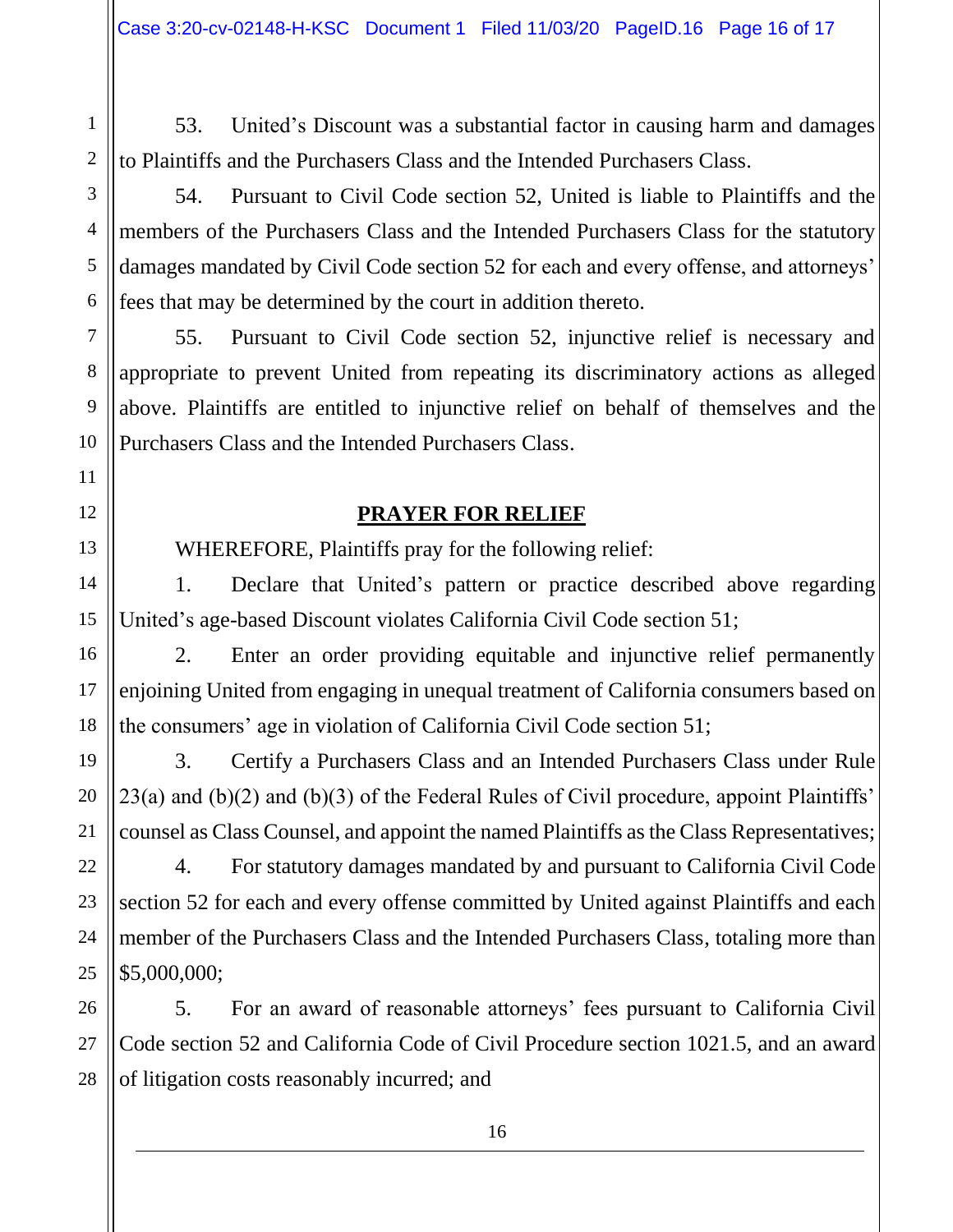53. United's Discount was a substantial factor in causing harm and damages to Plaintiffs and the Purchasers Class and the Intended Purchasers Class.

54. Pursuant to Civil Code section 52, United is liable to Plaintiffs and the members of the Purchasers Class and the Intended Purchasers Class for the statutory damages mandated by Civil Code section 52 for each and every offense, and attorneys' fees that may be determined by the court in addition thereto.

55. Pursuant to Civil Code section 52, injunctive relief is necessary and appropriate to prevent United from repeating its discriminatory actions as alleged above. Plaintiffs are entitled to injunctive relief on behalf of themselves and the Purchasers Class and the Intended Purchasers Class.

## PRAYER FOR RELIEF

WHEREFORE, Plaintiffs pray for the following relief:

1. Declare that United's pattern or practice described above regarding United's age-based Discount violates California Civil Code section 51;

2. Enter an order providing equitable and injunctive relief permanently enjoining United from engaging in unequal treatment of California consumers based on the consumers' age in violation of California Civil Code section 51;

3. Certify a Purchasers Class and an Intended Purchasers Class under Rule 23(a) and (b)(2) and (b)(3) of the Federal Rules of Civil procedure, appoint Plaintiffs' counsel as Class Counsel, and appoint the named Plaintiffs as the Class Representatives;

4. For statutory damages mandated by and pursuant to California Civil Code section 52 for each and every offense committed by United against Plaintiffs and each member of the Purchasers Class and the Intended Purchasers Class, totaling more than $5,000,000;

5. For an award of reasonable attorneys' fees pursuant to California Civil Code section 52 and California Code of Civil Procedure section 1021.5, and an award of litigation costs reasonably incurred; and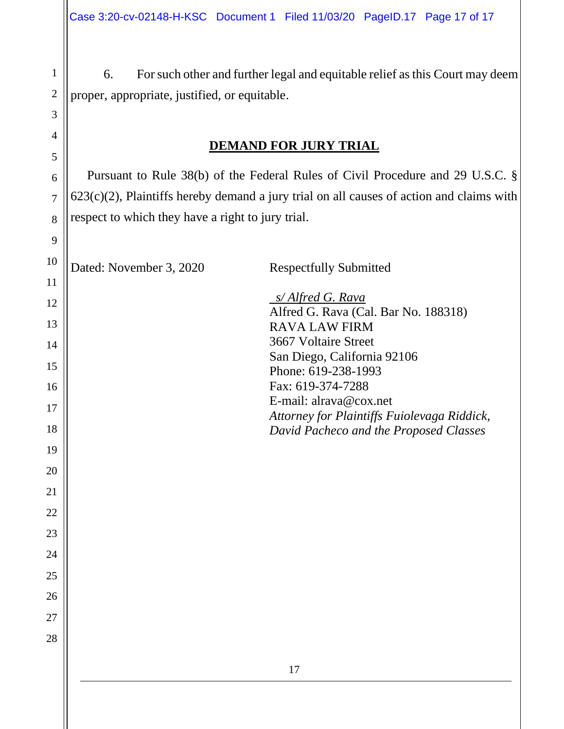6. For such other and further legal and equitable relief as this Court may deem proper, appropriate, justified, or equitable.

**DEMAND FOR JURY TRIAL**

Pursuant to Rule 38(b) of the Federal Rules of Civil Procedure and 29 U.S.C. § 623(c)(2), Plaintiffs hereby demand a jury trial on all causes of action and claims with respect to which they have a right to jury trial.

Dated: November 3, 2020

Respectfully Submitted

*s/ Alfred G. Rava*
Alfred G. Rava (Cal. Bar No. 188318)
RAVA LAW FIRM
3667 Voltaire Street
San Diego, California 92106
Phone: 619-238-1993
Fax: 619-374-7288
E-mail: alrava@cox.net
*Attorney for Plaintiffs Fuiolevaga Riddick, David Pacheco and the Proposed Classes*